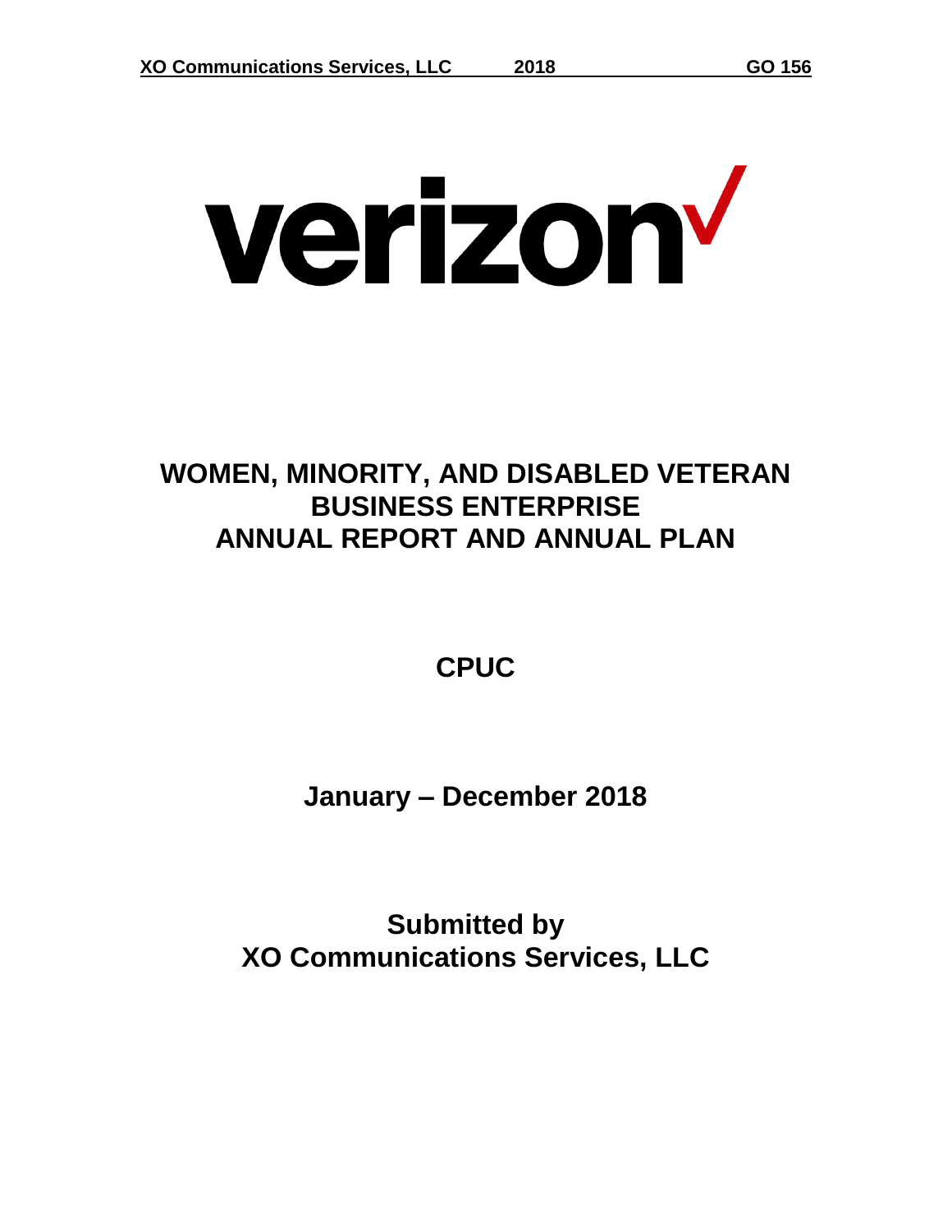verizon

# WOMEN, MINORITY, AND DISABLED VETERAN BUSINESS ENTERPRISE ANNUAL REPORT AND ANNUAL PLAN

## CPUC

## January – December 2018

## Submitted by XO Communications Services, LLC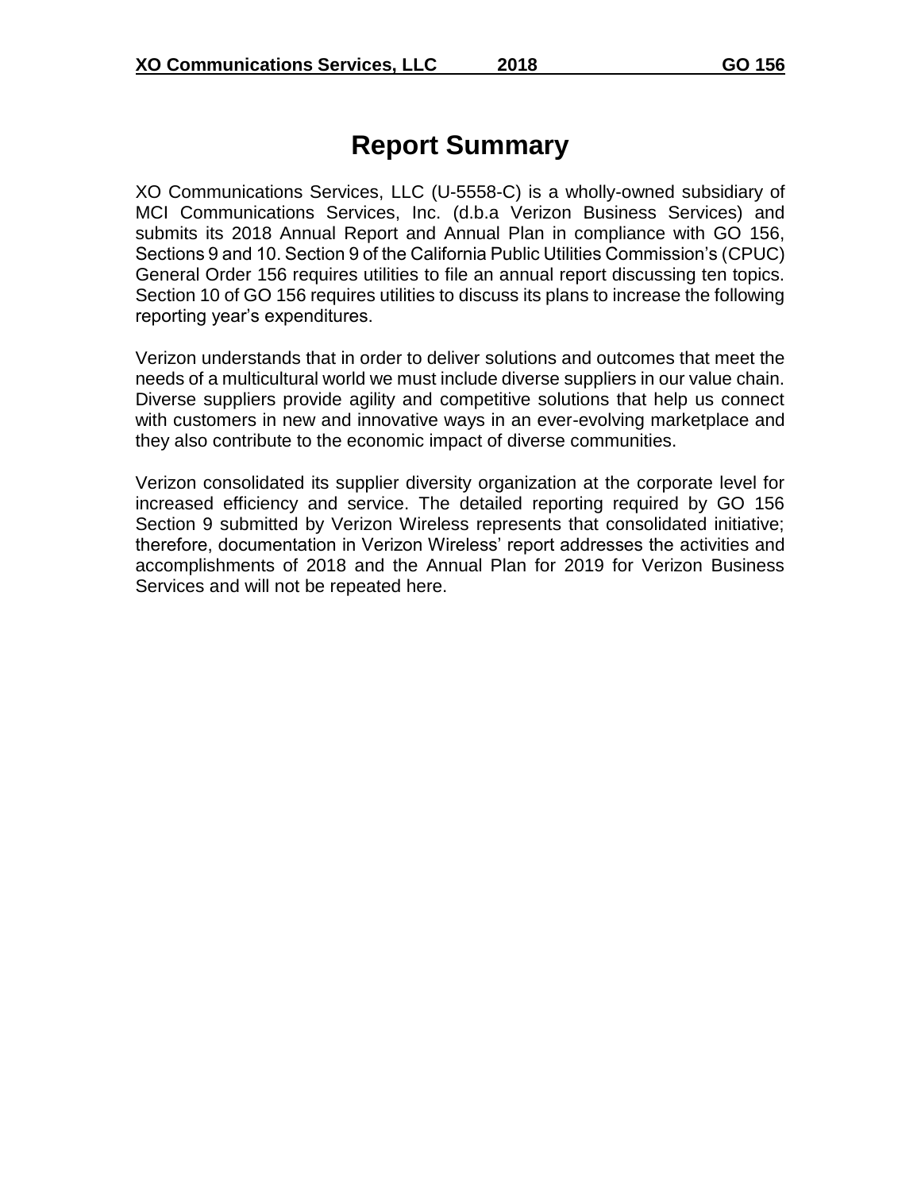# Report Summary

XO Communications Services, LLC (U-5558-C) is a wholly-owned subsidiary of MCI Communications Services, Inc. (d.b.a Verizon Business Services) and submits its 2018 Annual Report and Annual Plan in compliance with GO 156, Sections 9 and 10. Section 9 of the California Public Utilities Commission's (CPUC) General Order 156 requires utilities to file an annual report discussing ten topics. Section 10 of GO 156 requires utilities to discuss its plans to increase the following reporting year's expenditures.

Verizon understands that in order to deliver solutions and outcomes that meet the needs of a multicultural world we must include diverse suppliers in our value chain. Diverse suppliers provide agility and competitive solutions that help us connect with customers in new and innovative ways in an ever-evolving marketplace and they also contribute to the economic impact of diverse communities.

Verizon consolidated its supplier diversity organization at the corporate level for increased efficiency and service. The detailed reporting required by GO 156 Section 9 submitted by Verizon Wireless represents that consolidated initiative; therefore, documentation in Verizon Wireless' report addresses the activities and accomplishments of 2018 and the Annual Plan for 2019 for Verizon Business Services and will not be repeated here.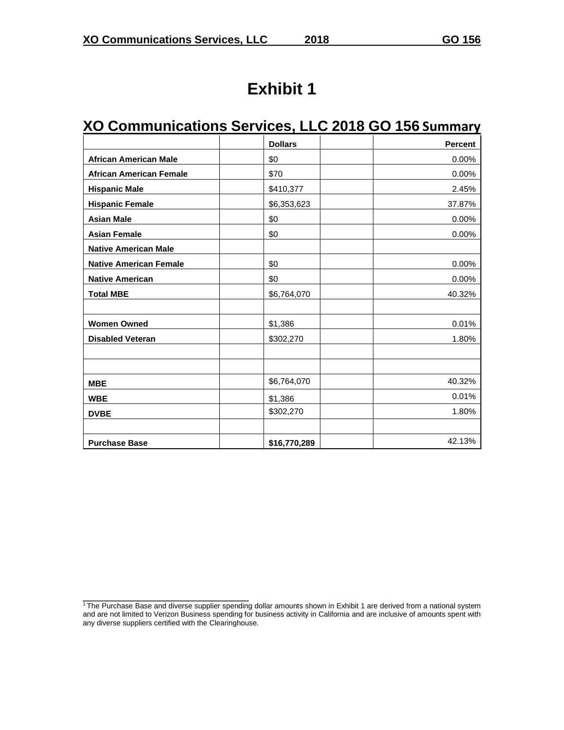# Exhibit 1

## XO Communications Services, LLC 2018 GO 156 Summary

| | | Dollars | | Percent |
|---|---|---|---|---|
| **African American Male** | | $0 | | 0.00% |
| **African American Female** | | $70 | | 0.00% |
| **Hispanic Male** | | $410,377 | | 2.45% |
| **Hispanic Female** | | $6,353,623 | | 37.87% |
| **Asian Male** | | $0 | | 0.00% |
| **Asian Female** | | $0 | | 0.00% |
| **Native American Male** | | | | |
| **Native American Female** | | $0 | | 0.00% |
| **Native American** | | $0 | | 0.00% |
| **Total MBE** | | $6,764,070 | | 40.32% |
| | | | | |
| **Women Owned** | | $1,386 | | 0.01% |
| **Disabled Veteran** | | $302,270 | | 1.80% |
| | | | | |
| | | | | |
| **MBE** | | $6,764,070 | | 40.32% |
| **WBE** | | $1,386 | | 0.01% |
| **DVBE** | | $302,270 | | 1.80% |
| | | | | |
| **Purchase Base** | | **$16,770,289** | | 42.13% |

[1] The Purchase Base and diverse supplier spending dollar amounts shown in Exhibit 1 are derived from a national system and are not limited to Verizon Business spending for business activity in California and are inclusive of amounts spent with any diverse suppliers certified with the Clearinghouse.